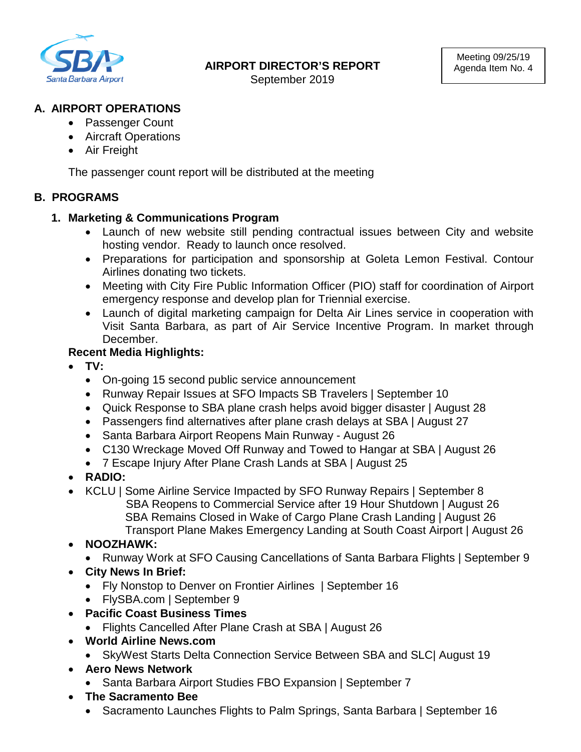**AIRPORT DIRECTOR'S REPORT**
September 2019

Meeting 09/25/19
Agenda Item No. 4

## A. AIRPORT OPERATIONS

- Passenger Count
- Aircraft Operations
- Air Freight

The passenger count report will be distributed at the meeting

## B. PROGRAMS

### 1. Marketing & Communications Program

- Launch of new website still pending contractual issues between City and website hosting vendor. Ready to launch once resolved.
- Preparations for participation and sponsorship at Goleta Lemon Festival. Contour Airlines donating two tickets.
- Meeting with City Fire Public Information Officer (PIO) staff for coordination of Airport emergency response and develop plan for Triennial exercise.
- Launch of digital marketing campaign for Delta Air Lines service in cooperation with Visit Santa Barbara, as part of Air Service Incentive Program. In market through December.

**Recent Media Highlights:**

- **TV:**
  - On-going 15 second public service announcement
  - Runway Repair Issues at SFO Impacts SB Travelers | September 10
  - Quick Response to SBA plane crash helps avoid bigger disaster | August 28
  - Passengers find alternatives after plane crash delays at SBA | August 27
  - Santa Barbara Airport Reopens Main Runway - August 26
  - C130 Wreckage Moved Off Runway and Towed to Hangar at SBA | August 26
  - 7 Escape Injury After Plane Crash Lands at SBA | August 25
- **RADIO:**
- KCLU | Some Airline Service Impacted by SFO Runway Repairs | September 8
  SBA Reopens to Commercial Service after 19 Hour Shutdown | August 26
  SBA Remains Closed in Wake of Cargo Plane Crash Landing | August 26
  Transport Plane Makes Emergency Landing at South Coast Airport | August 26
- **NOOZHAWK:**
  - Runway Work at SFO Causing Cancellations of Santa Barbara Flights | September 9
- **City News In Brief:**
  - Fly Nonstop to Denver on Frontier Airlines | September 16
  - FlySBA.com | September 9
- **Pacific Coast Business Times**
  - Flights Cancelled After Plane Crash at SBA | August 26
- **World Airline News.com**
  - SkyWest Starts Delta Connection Service Between SBA and SLC| August 19
- **Aero News Network**
  - Santa Barbara Airport Studies FBO Expansion | September 7
- **The Sacramento Bee**
  - Sacramento Launches Flights to Palm Springs, Santa Barbara | September 16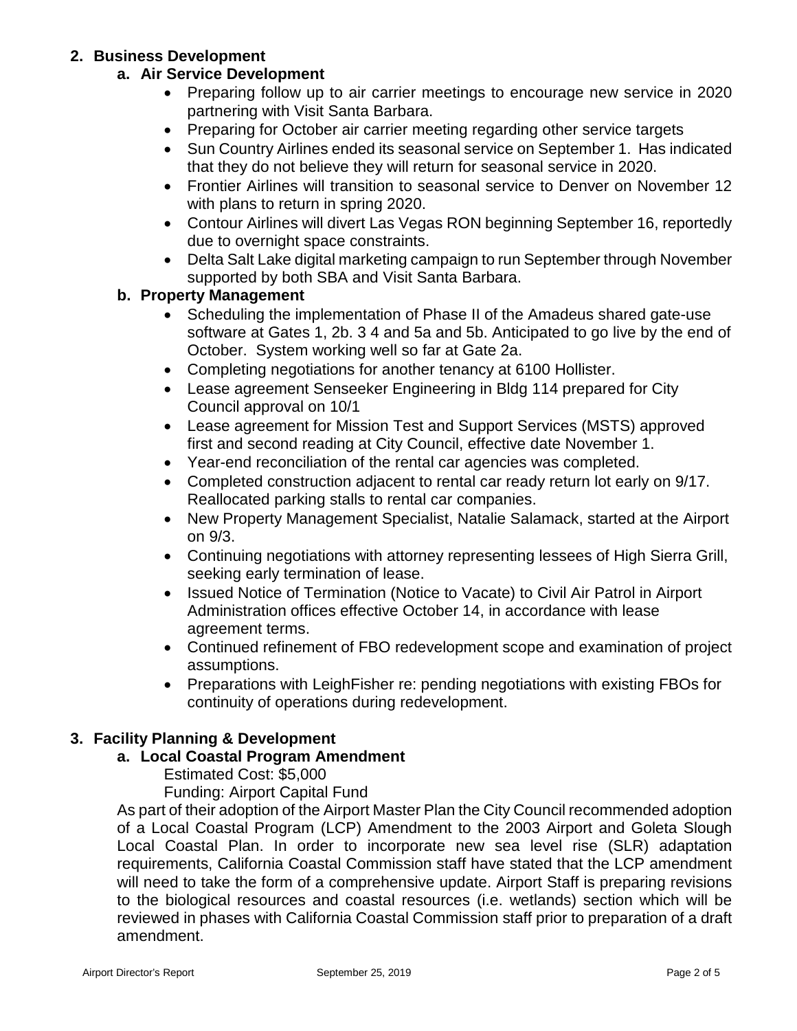## 2. Business Development

### a. Air Service Development

- Preparing follow up to air carrier meetings to encourage new service in 2020 partnering with Visit Santa Barbara.
- Preparing for October air carrier meeting regarding other service targets
- Sun Country Airlines ended its seasonal service on September 1. Has indicated that they do not believe they will return for seasonal service in 2020.
- Frontier Airlines will transition to seasonal service to Denver on November 12 with plans to return in spring 2020.
- Contour Airlines will divert Las Vegas RON beginning September 16, reportedly due to overnight space constraints.
- Delta Salt Lake digital marketing campaign to run September through November supported by both SBA and Visit Santa Barbara.

### b. Property Management

- Scheduling the implementation of Phase II of the Amadeus shared gate-use software at Gates 1, 2b. 3 4 and 5a and 5b. Anticipated to go live by the end of October. System working well so far at Gate 2a.
- Completing negotiations for another tenancy at 6100 Hollister.
- Lease agreement Senseeker Engineering in Bldg 114 prepared for City Council approval on 10/1
- Lease agreement for Mission Test and Support Services (MSTS) approved first and second reading at City Council, effective date November 1.
- Year-end reconciliation of the rental car agencies was completed.
- Completed construction adjacent to rental car ready return lot early on 9/17. Reallocated parking stalls to rental car companies.
- New Property Management Specialist, Natalie Salamack, started at the Airport on 9/3.
- Continuing negotiations with attorney representing lessees of High Sierra Grill, seeking early termination of lease.
- Issued Notice of Termination (Notice to Vacate) to Civil Air Patrol in Airport Administration offices effective October 14, in accordance with lease agreement terms.
- Continued refinement of FBO redevelopment scope and examination of project assumptions.
- Preparations with LeighFisher re: pending negotiations with existing FBOs for continuity of operations during redevelopment.

## 3. Facility Planning & Development

### a. Local Coastal Program Amendment

Estimated Cost: $5,000

Funding: Airport Capital Fund

As part of their adoption of the Airport Master Plan the City Council recommended adoption of a Local Coastal Program (LCP) Amendment to the 2003 Airport and Goleta Slough Local Coastal Plan. In order to incorporate new sea level rise (SLR) adaptation requirements, California Coastal Commission staff have stated that the LCP amendment will need to take the form of a comprehensive update. Airport Staff is preparing revisions to the biological resources and coastal resources (i.e. wetlands) section which will be reviewed in phases with California Coastal Commission staff prior to preparation of a draft amendment.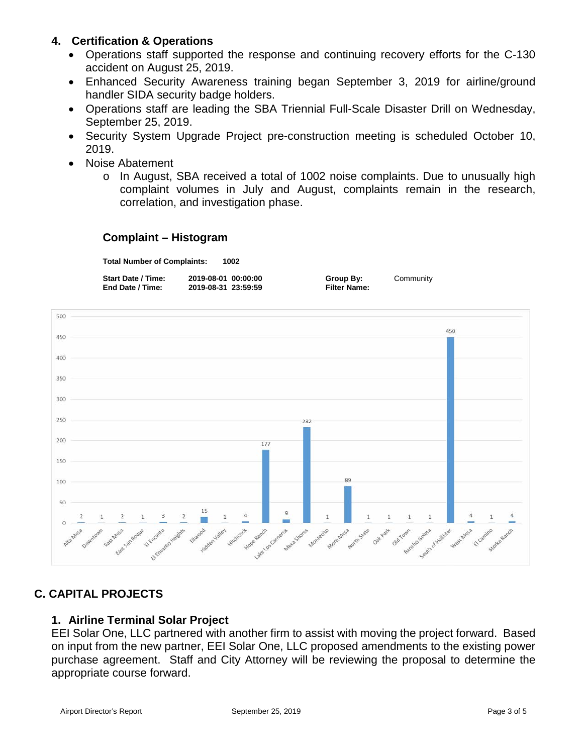### 4. Certification & Operations

- Operations staff supported the response and continuing recovery efforts for the C-130 accident on August 25, 2019.
- Enhanced Security Awareness training began September 3, 2019 for airline/ground handler SIDA security badge holders.
- Operations staff are leading the SBA Triennial Full-Scale Disaster Drill on Wednesday, September 25, 2019.
- Security System Upgrade Project pre-construction meeting is scheduled October 10, 2019.
- Noise Abatement
  - In August, SBA received a total of 1002 noise complaints. Due to unusually high complaint volumes in July and August, complaints remain in the research, correlation, and investigation phase.

### Complaint – Histogram

**Total Number of Complaints:** **1002**

**Start Date / Time:** **2019-08-01 00:00:00**
**End Date / Time:** **2019-08-31 23:59:59**

**Group By:** Community
**Filter Name:**

| Community | Complaints |
|---|---|
| Alta Mesa | 2 |
| Downtown | 1 |
| East Mesa | 2 |
| East San Roque | 1 |
| El Encanto | 3 |
| El Encanto Heights | 2 |
| Ellwood | 15 |
| Hidden Valley | 1 |
| Hitchcock | 4 |
| Hope Ranch | 177 |
| Lake Los Carneros | 9 |
| Mesa Shores | 232 |
| Montecito | 1 |
| More Mesa | 89 |
| North State | 1 |
| Oak Park | 1 |
| Old Town | 1 |
| Rancho Goleta | 1 |
| South of Hollister | 450 |
| West Mesa | 4 |
| El Camino | 1 |
| Storke Ranch | 4 |

## C. CAPITAL PROJECTS

### 1. Airline Terminal Solar Project

EEI Solar One, LLC partnered with another firm to assist with moving the project forward. Based on input from the new partner, EEI Solar One, LLC proposed amendments to the existing power purchase agreement. Staff and City Attorney will be reviewing the proposal to determine the appropriate course forward.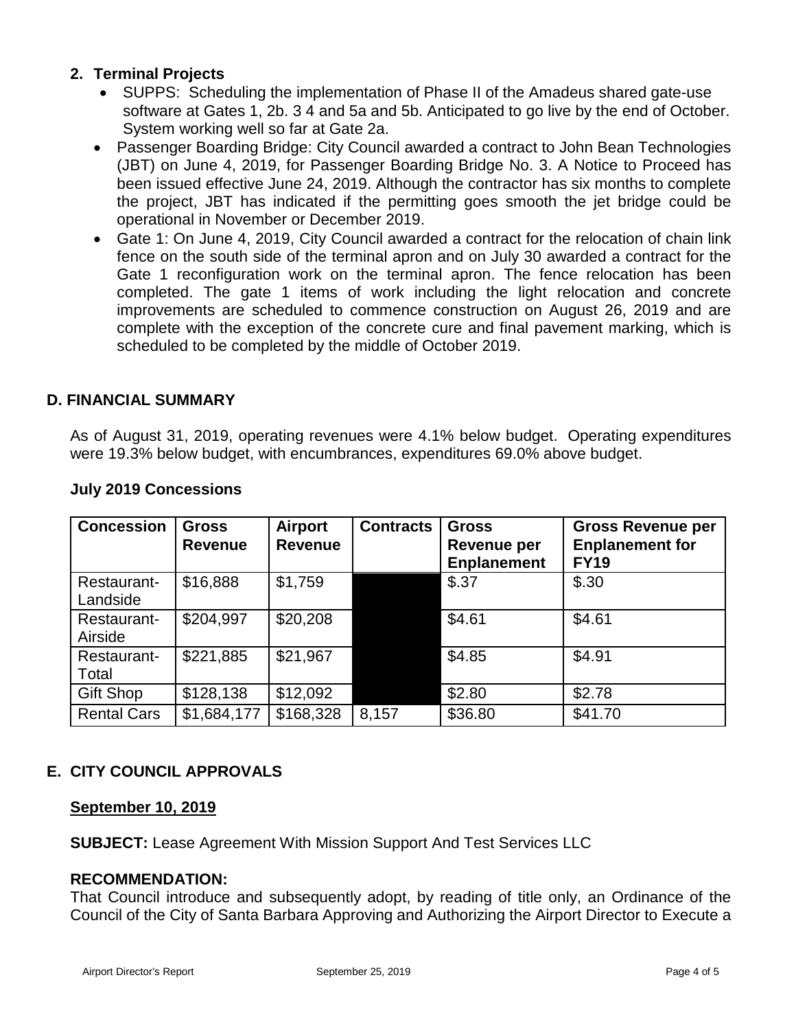## 2. Terminal Projects

- SUPPS: Scheduling the implementation of Phase II of the Amadeus shared gate-use software at Gates 1, 2b. 3 4 and 5a and 5b. Anticipated to go live by the end of October. System working well so far at Gate 2a.
- Passenger Boarding Bridge: City Council awarded a contract to John Bean Technologies (JBT) on June 4, 2019, for Passenger Boarding Bridge No. 3. A Notice to Proceed has been issued effective June 24, 2019. Although the contractor has six months to complete the project, JBT has indicated if the permitting goes smooth the jet bridge could be operational in November or December 2019.
- Gate 1: On June 4, 2019, City Council awarded a contract for the relocation of chain link fence on the south side of the terminal apron and on July 30 awarded a contract for the Gate 1 reconfiguration work on the terminal apron. The fence relocation has been completed. The gate 1 items of work including the light relocation and concrete improvements are scheduled to commence construction on August 26, 2019 and are complete with the exception of the concrete cure and final pavement marking, which is scheduled to be completed by the middle of October 2019.

## D. FINANCIAL SUMMARY

As of August 31, 2019, operating revenues were 4.1% below budget. Operating expenditures were 19.3% below budget, with encumbrances, expenditures 69.0% above budget.

### July 2019 Concessions

| Concession | Gross Revenue | Airport Revenue | Contracts | Gross Revenue per Enplanement | Gross Revenue per Enplanement for FY19 |
|---|---|---|---|---|---|
| Restaurant-Landside | $16,888 | $1,759 | | $.37 | $.30 |
| Restaurant-Airside | $204,997 | $20,208 | | $4.61 | $4.61 |
| Restaurant-Total | $221,885 | $21,967 | | $4.85 | $4.91 |
| Gift Shop | $128,138 | $12,092 | | $2.80 | $2.78 |
| Rental Cars | $1,684,177 | $168,328 | 8,157 | $36.80 | $41.70 |

## E. CITY COUNCIL APPROVALS

**September 10, 2019**

**SUBJECT:** Lease Agreement With Mission Support And Test Services LLC

**RECOMMENDATION:**
That Council introduce and subsequently adopt, by reading of title only, an Ordinance of the Council of the City of Santa Barbara Approving and Authorizing the Airport Director to Execute a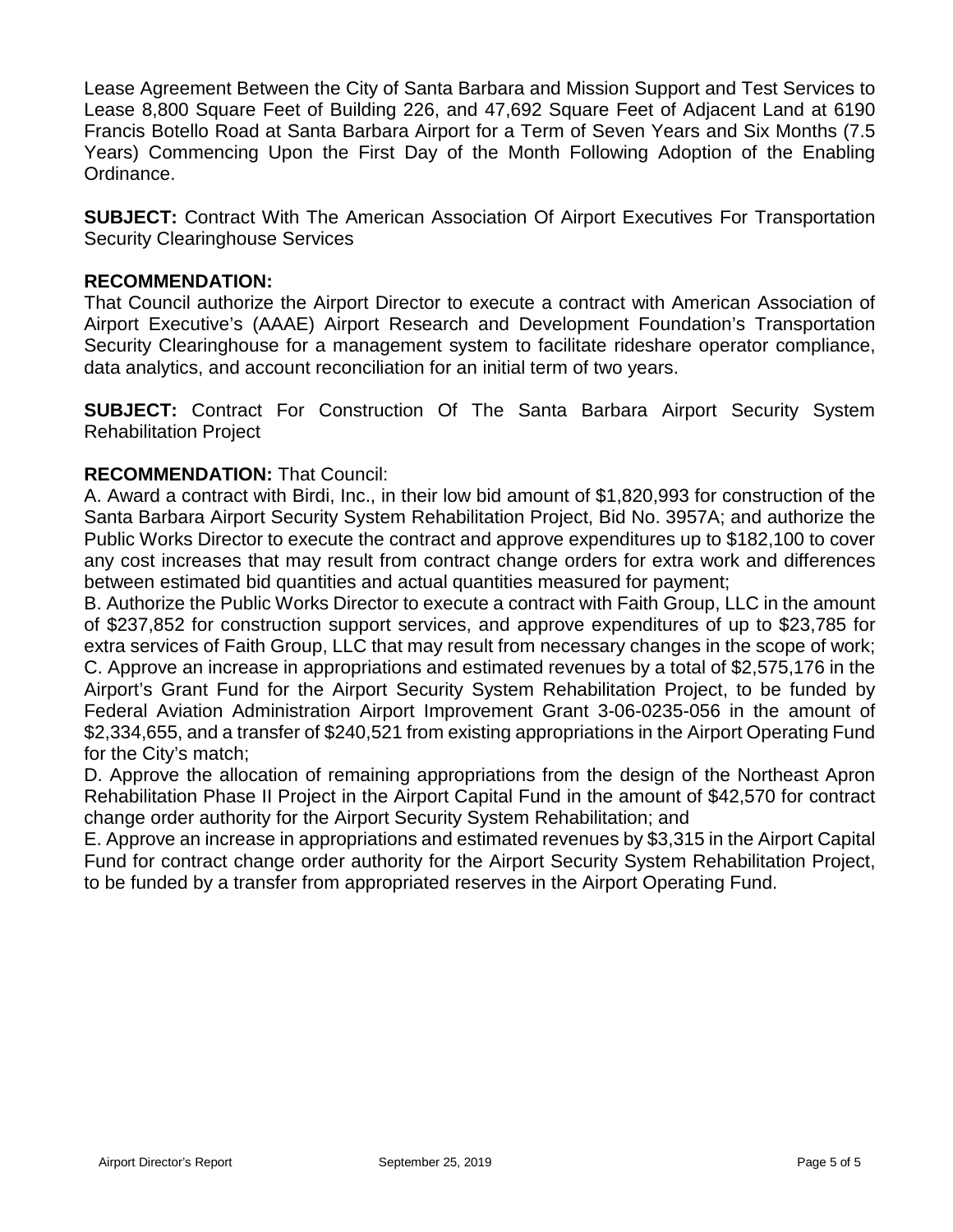Lease Agreement Between the City of Santa Barbara and Mission Support and Test Services to Lease 8,800 Square Feet of Building 226, and 47,692 Square Feet of Adjacent Land at 6190 Francis Botello Road at Santa Barbara Airport for a Term of Seven Years and Six Months (7.5 Years) Commencing Upon the First Day of the Month Following Adoption of the Enabling Ordinance.

**SUBJECT:** Contract With The American Association Of Airport Executives For Transportation Security Clearinghouse Services

**RECOMMENDATION:**
That Council authorize the Airport Director to execute a contract with American Association of Airport Executive's (AAAE) Airport Research and Development Foundation's Transportation Security Clearinghouse for a management system to facilitate rideshare operator compliance, data analytics, and account reconciliation for an initial term of two years.

**SUBJECT:** Contract For Construction Of The Santa Barbara Airport Security System Rehabilitation Project

**RECOMMENDATION:** That Council:

A. Award a contract with Birdi, Inc., in their low bid amount of $1,820,993 for construction of the Santa Barbara Airport Security System Rehabilitation Project, Bid No. 3957A; and authorize the Public Works Director to execute the contract and approve expenditures up to $182,100 to cover any cost increases that may result from contract change orders for extra work and differences between estimated bid quantities and actual quantities measured for payment;

B. Authorize the Public Works Director to execute a contract with Faith Group, LLC in the amount of $237,852 for construction support services, and approve expenditures of up to $23,785 for extra services of Faith Group, LLC that may result from necessary changes in the scope of work;

C. Approve an increase in appropriations and estimated revenues by a total of $2,575,176 in the Airport's Grant Fund for the Airport Security System Rehabilitation Project, to be funded by Federal Aviation Administration Airport Improvement Grant 3-06-0235-056 in the amount of $2,334,655, and a transfer of $240,521 from existing appropriations in the Airport Operating Fund for the City's match;

D. Approve the allocation of remaining appropriations from the design of the Northeast Apron Rehabilitation Phase II Project in the Airport Capital Fund in the amount of $42,570 for contract change order authority for the Airport Security System Rehabilitation; and

E. Approve an increase in appropriations and estimated revenues by $3,315 in the Airport Capital Fund for contract change order authority for the Airport Security System Rehabilitation Project, to be funded by a transfer from appropriated reserves in the Airport Operating Fund.